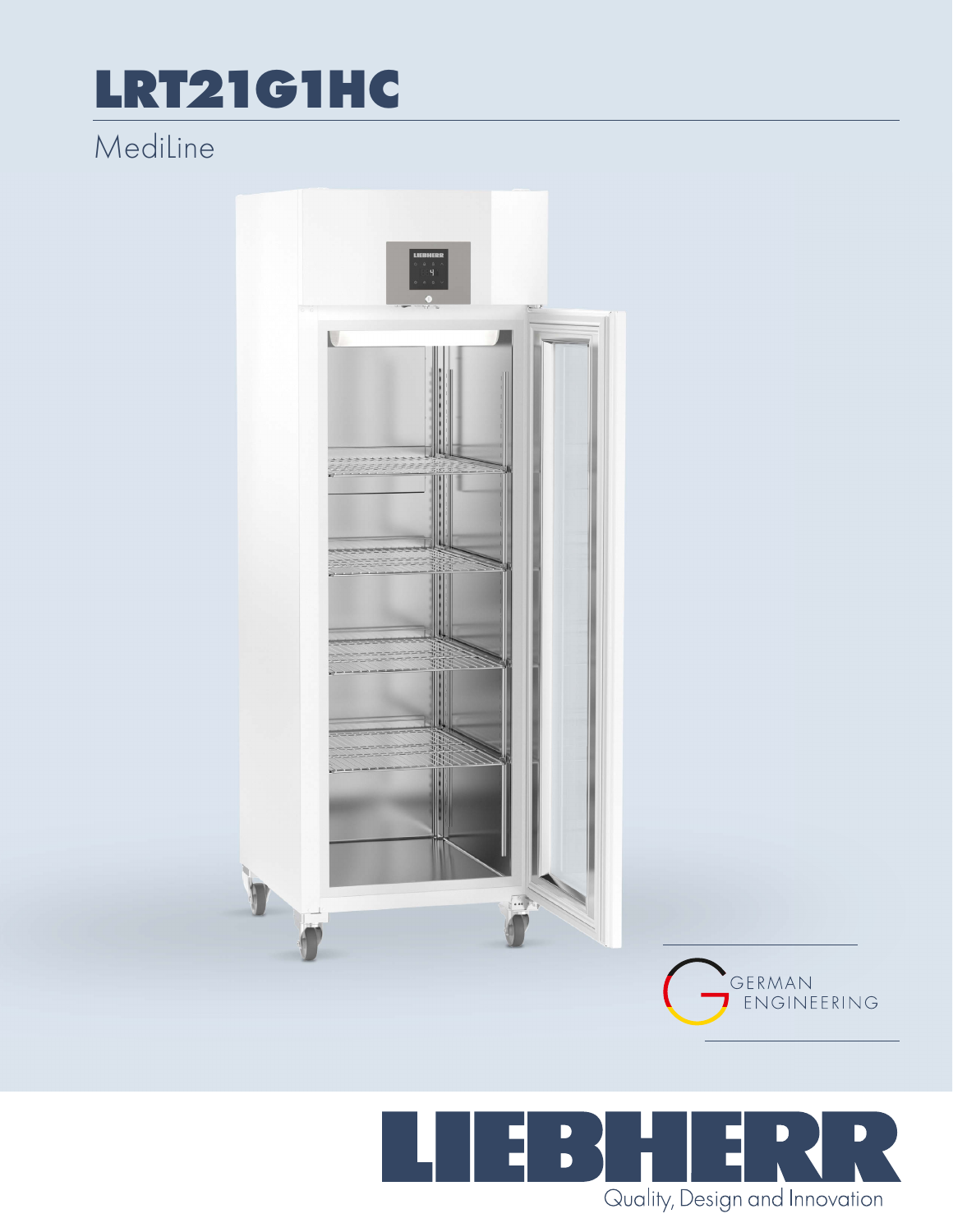# LRT21G1HC

MediLine

GERMAN ENGINEERING

LIEBHERR

Quality, Design and Innovation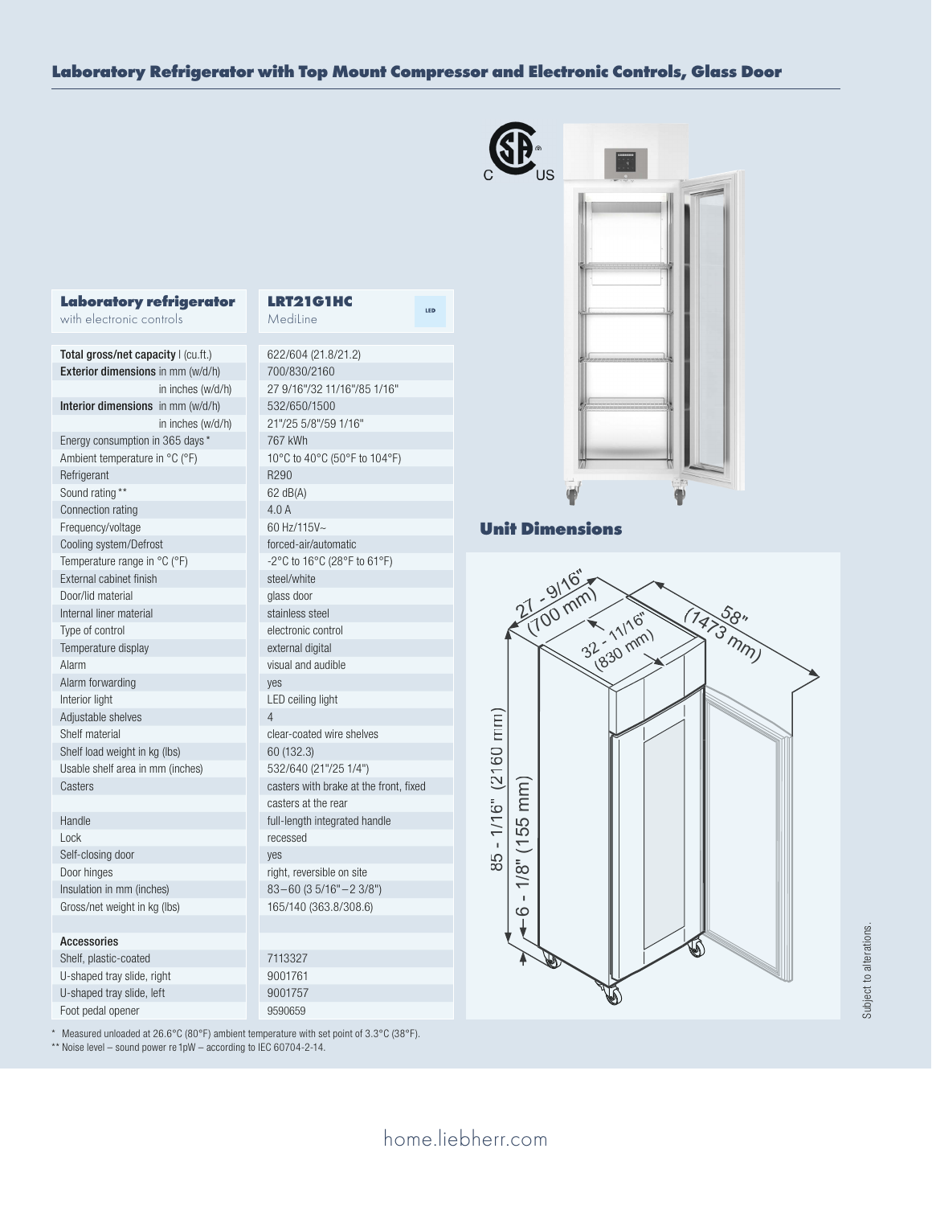## Laboratory Refrigerator with Top Mount Compressor and Electronic Controls, Glass Door

| **Laboratory refrigerator** with electronic controls | **LRT21G1HC** MediLine |
|---|---|
| **Total gross/net capacity** l (cu.ft.) | 622/604 (21.8/21.2) |
| **Exterior dimensions** in mm (w/d/h) | 700/830/2160 |
| in inches (w/d/h) | 27 9/16"/32 11/16"/85 1/16" |
| **Interior dimensions** in mm (w/d/h) | 532/650/1500 |
| in inches (w/d/h) | 21"/25 5/8"/59 1/16" |
| Energy consumption in 365 days * | 767 kWh |
| Ambient temperature in °C (°F) | 10°C to 40°C (50°F to 104°F) |
| Refrigerant | R290 |
| Sound rating ** | 62 dB(A) |
| Connection rating | 4.0 A |
| Frequency/voltage | 60 Hz/115V~ |
| Cooling system/Defrost | forced-air/automatic |
| Temperature range in °C (°F) | -2°C to 16°C (28°F to 61°F) |
| External cabinet finish | steel/white |
| Door/lid material | glass door |
| Internal liner material | stainless steel |
| Type of control | electronic control |
| Temperature display | external digital |
| Alarm | visual and audible |
| Alarm forwarding | yes |
| Interior light | LED ceiling light |
| Adjustable shelves | 4 |
| Shelf material | clear-coated wire shelves |
| Shelf load weight in kg (lbs) | 60 (132.3) |
| Usable shelf area in mm (inches) | 532/640 (21"/25 1/4") |
| Casters | casters with brake at the front, fixed casters at the rear |
| Handle | full-length integrated handle |
| Lock | recessed |
| Self-closing door | yes |
| Door hinges | right, reversible on site |
| Insulation in mm (inches) | 83 – 60 (3 5/16" – 2 3/8") |
| Gross/net weight in kg (lbs) | 165/140 (363.8/308.6) |
| | |
| **Accessories** | |
| Shelf, plastic-coated | 7113327 |
| U-shaped tray slide, right | 9001761 |
| U-shaped tray slide, left | 9001757 |
| Foot pedal opener | 9590659 |

\* Measured unloaded at 26.6°C (80°F) ambient temperature with set point of 3.3°C (38°F).

\*\* Noise level – sound power re 1pW – according to IEC 60704-2-14.

### Unit Dimensions

27 - 9/16" (700 mm)

32 - 11/16" (830 mm)

58" (1473 mm)

85 - 1/16" (2160 mm)

6 - 1/8" (155 mm)

Subject to alterations.

home.liebherr.com